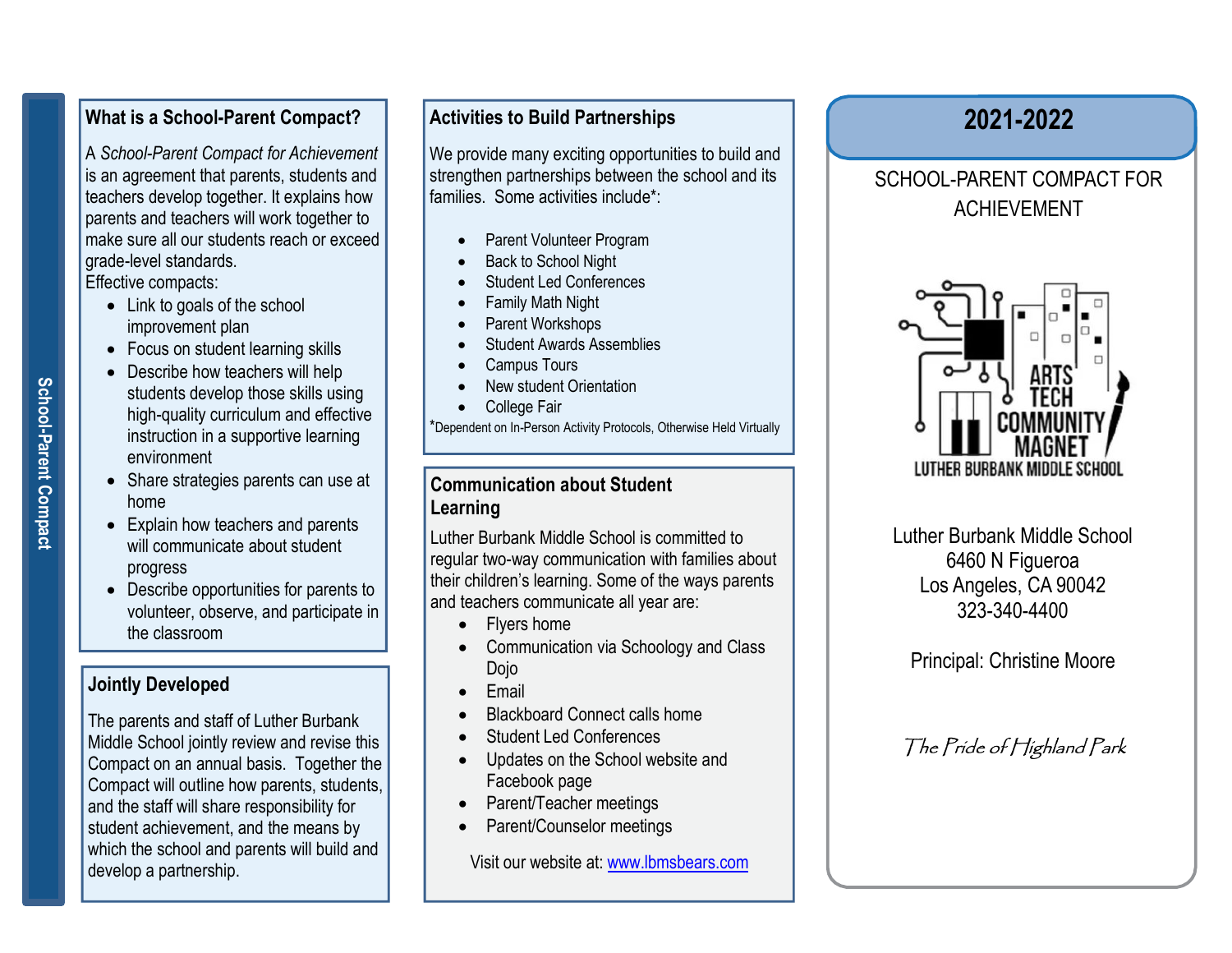School-Parent Compact

## What is a School-Parent Compact?

A *School-Parent Compact for Achievement* is an agreement that parents, students and teachers develop together. It explains how parents and teachers will work together to make sure all our students reach or exceed grade-level standards.

Effective compacts:

- Link to goals of the school improvement plan
- Focus on student learning skills
- Describe how teachers will help students develop those skills using high-quality curriculum and effective instruction in a supportive learning environment
- Share strategies parents can use at home
- Explain how teachers and parents will communicate about student progress
- Describe opportunities for parents to volunteer, observe, and participate in the classroom

## Jointly Developed

The parents and staff of Luther Burbank Middle School jointly review and revise this Compact on an annual basis. Together the Compact will outline how parents, students, and the staff will share responsibility for student achievement, and the means by which the school and parents will build and develop a partnership.

## Activities to Build Partnerships

We provide many exciting opportunities to build and strengthen partnerships between the school and its families. Some activities include*:

- Parent Volunteer Program
- Back to School Night
- Student Led Conferences
- Family Math Night
- Parent Workshops
- Student Awards Assemblies
- Campus Tours
- New student Orientation
- College Fair

*Dependent on In-Person Activity Protocols, Otherwise Held Virtually

## Communication about Student Learning

Luther Burbank Middle School is committed to regular two-way communication with families about their children's learning. Some of the ways parents and teachers communicate all year are:

- Flyers home
- Communication via Schoology and Class Dojo
- Email
- Blackboard Connect calls home
- Student Led Conferences
- Updates on the School website and Facebook page
- Parent/Teacher meetings
- Parent/Counselor meetings

Visit our website at: www.lbmsbears.com

# 2021-2022

SCHOOL-PARENT COMPACT FOR ACHIEVEMENT

ARTS TECH COMMUNITY MAGNET
LUTHER BURBANK MIDDLE SCHOOL

Luther Burbank Middle School
6460 N Figueroa
Los Angeles, CA 90042
323-340-4400

Principal: Christine Moore

*The Pride of Highland Park*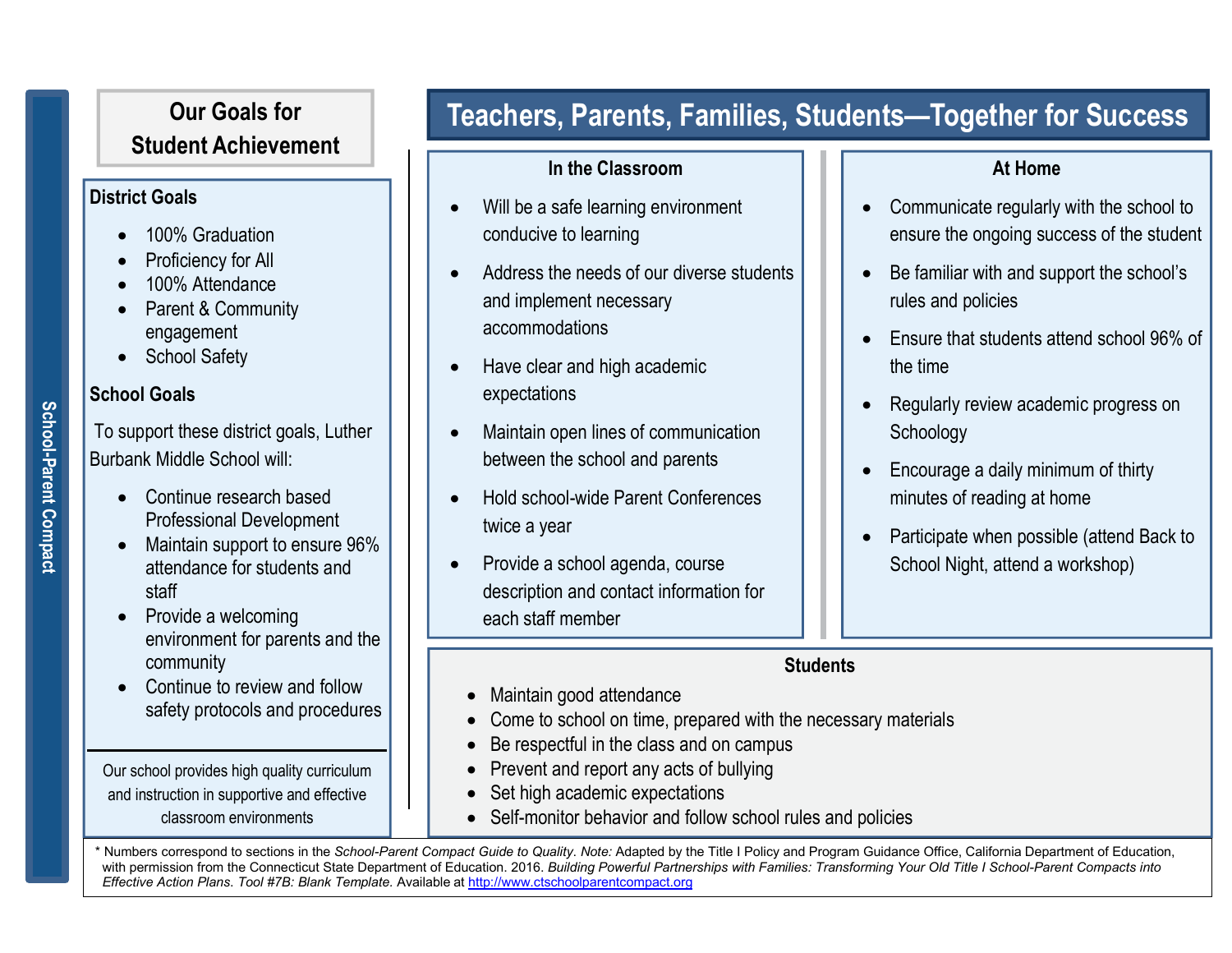School-Parent Compact

## Our Goals for Student Achievement

### District Goals

- 100% Graduation
- Proficiency for All
- 100% Attendance
- Parent & Community engagement
- School Safety

### School Goals

To support these district goals, Luther Burbank Middle School will:

- Continue research based Professional Development
- Maintain support to ensure 96% attendance for students and staff
- Provide a welcoming environment for parents and the community
- Continue to review and follow safety protocols and procedures

Our school provides high quality curriculum and instruction in supportive and effective classroom environments

## Teachers, Parents, Families, Students—Together for Success

### In the Classroom

- Will be a safe learning environment conducive to learning
- Address the needs of our diverse students and implement necessary accommodations
- Have clear and high academic expectations
- Maintain open lines of communication between the school and parents
- Hold school-wide Parent Conferences twice a year
- Provide a school agenda, course description and contact information for each staff member

### At Home

- Communicate regularly with the school to ensure the ongoing success of the student
- Be familiar with and support the school's rules and policies
- Ensure that students attend school 96% of the time
- Regularly review academic progress on Schoology
- Encourage a daily minimum of thirty minutes of reading at home
- Participate when possible (attend Back to School Night, attend a workshop)

### Students

- Maintain good attendance
- Come to school on time, prepared with the necessary materials
- Be respectful in the class and on campus
- Prevent and report any acts of bullying
- Set high academic expectations
- Self-monitor behavior and follow school rules and policies

* Numbers correspond to sections in the *School-Parent Compact Guide to Quality*. *Note:* Adapted by the Title I Policy and Program Guidance Office, California Department of Education, with permission from the Connecticut State Department of Education. 2016. *Building Powerful Partnerships with Families: Transforming Your Old Title I School-Parent Compacts into Effective Action Plans. Tool #7B: Blank Template.* Available at http://www.ctschoolparentcompact.org